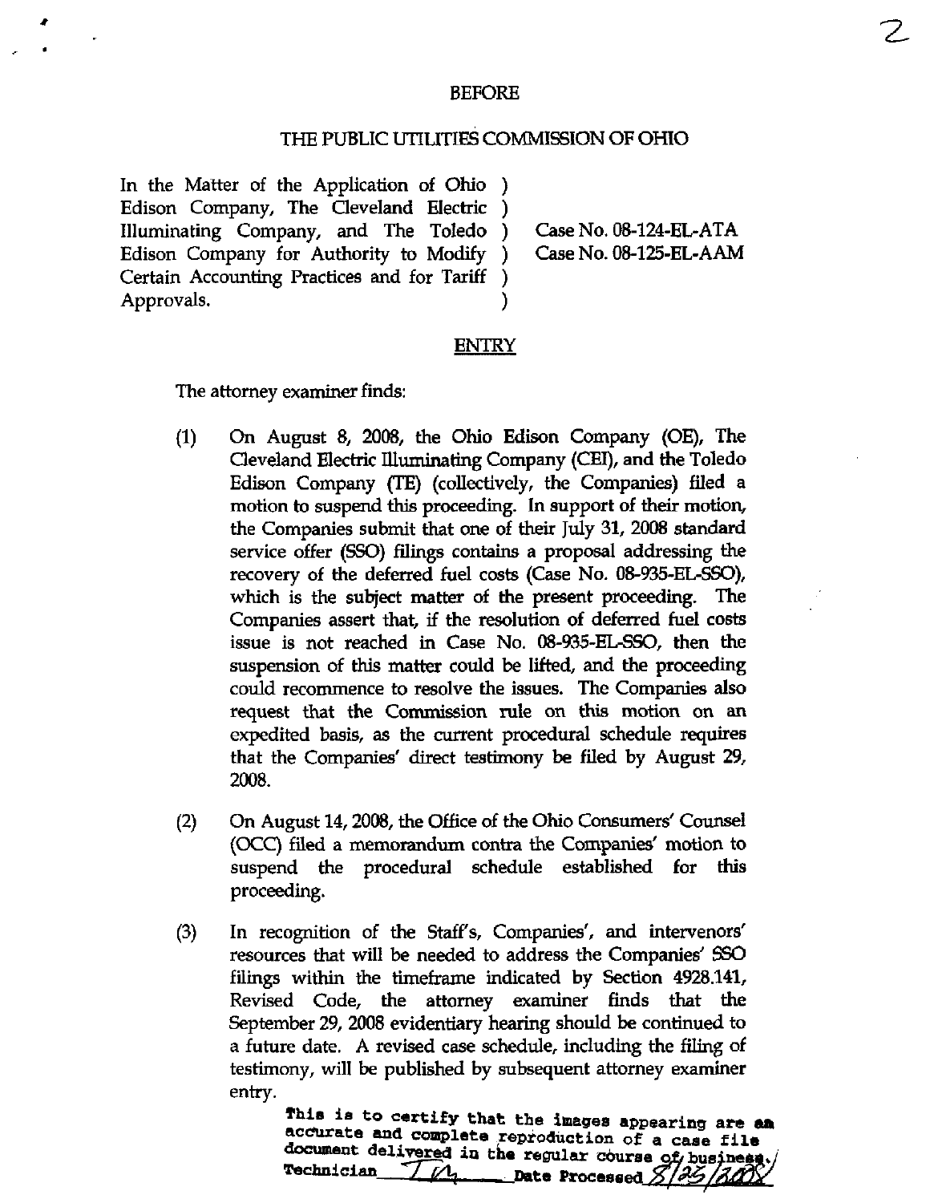BEFORE

THE PUBLIC UTILITIES COMMISSION OF OHIO

| | |
|---|---|
| In the Matter of the Application of Ohio Edison Company, The Cleveland Electric Illuminating Company, and The Toledo Edison Company for Authority to Modify Certain Accounting Practices and for Tariff Approvals. | Case No. 08-124-EL-ATA<br>Case No. 08-125-EL-AAM |

## ENTRY

The attorney examiner finds:

(1) On August 8, 2008, the Ohio Edison Company (OE), The Cleveland Electric Illuminating Company (CEI), and the Toledo Edison Company (TE) (collectively, the Companies) filed a motion to suspend this proceeding. In support of their motion, the Companies submit that one of their July 31, 2008 standard service offer (SSO) filings contains a proposal addressing the recovery of the deferred fuel costs (Case No. 08-935-EL-SSO), which is the subject matter of the present proceeding. The Companies assert that, if the resolution of deferred fuel costs issue is not reached in Case No. 08-935-EL-SSO, then the suspension of this matter could be lifted, and the proceeding could recommence to resolve the issues. The Companies also request that the Commission rule on this motion on an expedited basis, as the current procedural schedule requires that the Companies' direct testimony be filed by August 29, 2008.

(2) On August 14, 2008, the Office of the Ohio Consumers' Counsel (OCC) filed a memorandum contra the Companies' motion to suspend the procedural schedule established for this proceeding.

(3) In recognition of the Staff's, Companies', and intervenors' resources that will be needed to address the Companies' SSO filings within the timeframe indicated by Section 4928.141, Revised Code, the attorney examiner finds that the September 29, 2008 evidentiary hearing should be continued to a future date. A revised case schedule, including the filing of testimony, will be published by subsequent attorney examiner entry.

This is to certify that the images appearing are an accurate and complete reproduction of a case file document delivered in the regular course of business. Technician TM Date Processed 8/25/2008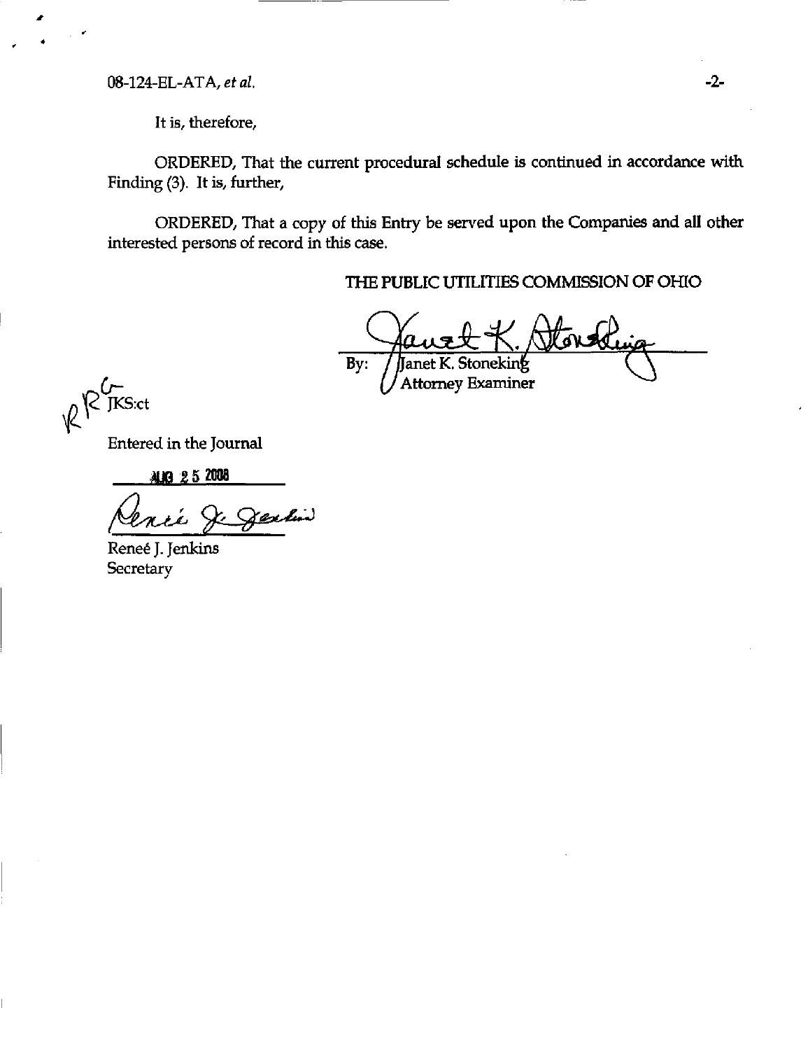It is, therefore,

ORDERED, That the current procedural schedule is continued in accordance with Finding (3). It is, further,

ORDERED, That a copy of this Entry be served upon the Companies and all other interested persons of record in this case.

THE PUBLIC UTILITIES COMMISSION OF OHIO

By: Janet K. Stoneking
Attorney Examiner

JKS:ct

Entered in the Journal

AUG 25 2008

Reneé J. Jenkins
Secretary